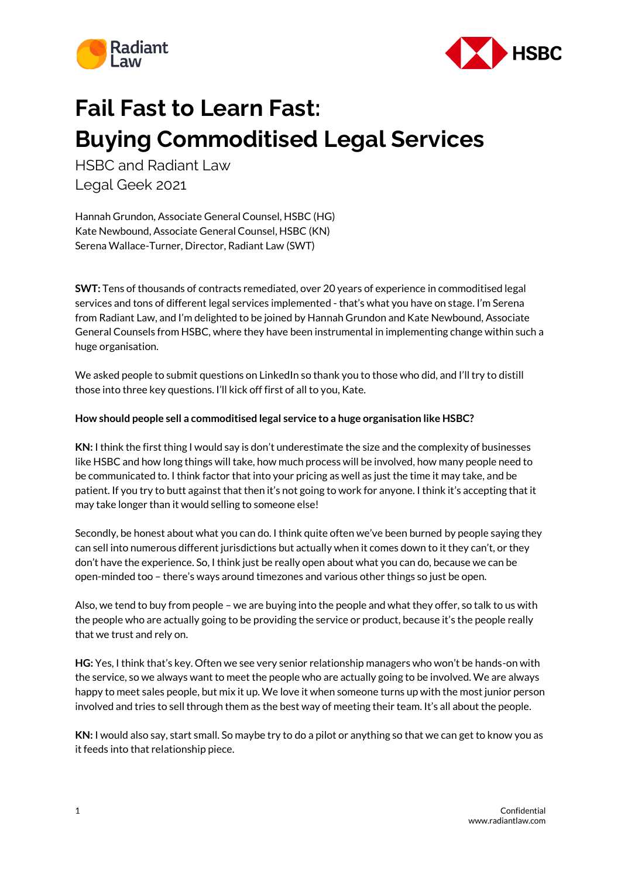# Fail Fast to Learn Fast: Buying Commoditised Legal Services

HSBC and Radiant Law
Legal Geek 2021

Hannah Grundon, Associate General Counsel, HSBC (HG)
Kate Newbound, Associate General Counsel, HSBC (KN)
Serena Wallace-Turner, Director, Radiant Law (SWT)

**SWT:** Tens of thousands of contracts remediated, over 20 years of experience in commoditised legal services and tons of different legal services implemented - that's what you have on stage. I'm Serena from Radiant Law, and I'm delighted to be joined by Hannah Grundon and Kate Newbound, Associate General Counsels from HSBC, where they have been instrumental in implementing change within such a huge organisation.

We asked people to submit questions on LinkedIn so thank you to those who did, and I'll try to distill those into three key questions. I'll kick off first of all to you, Kate.

**How should people sell a commoditised legal service to a huge organisation like HSBC?**

**KN:** I think the first thing I would say is don't underestimate the size and the complexity of businesses like HSBC and how long things will take, how much process will be involved, how many people need to be communicated to. I think factor that into your pricing as well as just the time it may take, and be patient. If you try to butt against that then it's not going to work for anyone. I think it's accepting that it may take longer than it would selling to someone else!

Secondly, be honest about what you can do. I think quite often we've been burned by people saying they can sell into numerous different jurisdictions but actually when it comes down to it they can't, or they don't have the experience. So, I think just be really open about what you can do, because we can be open-minded too – there's ways around timezones and various other things so just be open.

Also, we tend to buy from people – we are buying into the people and what they offer, so talk to us with the people who are actually going to be providing the service or product, because it's the people really that we trust and rely on.

**HG:** Yes, I think that's key. Often we see very senior relationship managers who won't be hands-on with the service, so we always want to meet the people who are actually going to be involved. We are always happy to meet sales people, but mix it up. We love it when someone turns up with the most junior person involved and tries to sell through them as the best way of meeting their team. It's all about the people.

**KN:** I would also say, start small. So maybe try to do a pilot or anything so that we can get to know you as it feeds into that relationship piece.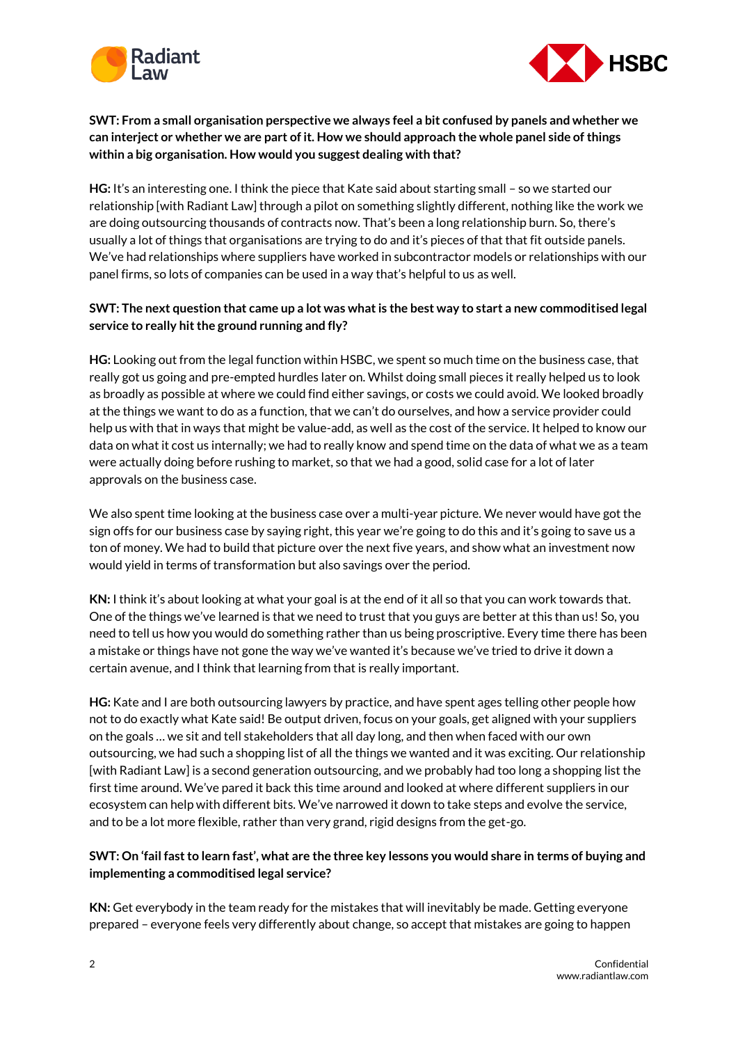**SWT: From a small organisation perspective we always feel a bit confused by panels and whether we can interject or whether we are part of it. How we should approach the whole panel side of things within a big organisation. How would you suggest dealing with that?**

**HG:** It's an interesting one. I think the piece that Kate said about starting small – so we started our relationship [with Radiant Law] through a pilot on something slightly different, nothing like the work we are doing outsourcing thousands of contracts now. That's been a long relationship burn. So, there's usually a lot of things that organisations are trying to do and it's pieces of that that fit outside panels. We've had relationships where suppliers have worked in subcontractor models or relationships with our panel firms, so lots of companies can be used in a way that's helpful to us as well.

**SWT: The next question that came up a lot was what is the best way to start a new commoditised legal service to really hit the ground running and fly?**

**HG:** Looking out from the legal function within HSBC, we spent so much time on the business case, that really got us going and pre-empted hurdles later on. Whilst doing small pieces it really helped us to look as broadly as possible at where we could find either savings, or costs we could avoid. We looked broadly at the things we want to do as a function, that we can't do ourselves, and how a service provider could help us with that in ways that might be value-add, as well as the cost of the service. It helped to know our data on what it cost us internally; we had to really know and spend time on the data of what we as a team were actually doing before rushing to market, so that we had a good, solid case for a lot of later approvals on the business case.

We also spent time looking at the business case over a multi-year picture. We never would have got the sign offs for our business case by saying right, this year we're going to do this and it's going to save us a ton of money. We had to build that picture over the next five years, and show what an investment now would yield in terms of transformation but also savings over the period.

**KN:** I think it's about looking at what your goal is at the end of it all so that you can work towards that. One of the things we've learned is that we need to trust that you guys are better at this than us! So, you need to tell us how you would do something rather than us being proscriptive. Every time there has been a mistake or things have not gone the way we've wanted it's because we've tried to drive it down a certain avenue, and I think that learning from that is really important.

**HG:** Kate and I are both outsourcing lawyers by practice, and have spent ages telling other people how not to do exactly what Kate said! Be output driven, focus on your goals, get aligned with your suppliers on the goals … we sit and tell stakeholders that all day long, and then when faced with our own outsourcing, we had such a shopping list of all the things we wanted and it was exciting. Our relationship [with Radiant Law] is a second generation outsourcing, and we probably had too long a shopping list the first time around. We've pared it back this time around and looked at where different suppliers in our ecosystem can help with different bits. We've narrowed it down to take steps and evolve the service, and to be a lot more flexible, rather than very grand, rigid designs from the get-go.

**SWT: On 'fail fast to learn fast', what are the three key lessons you would share in terms of buying and implementing a commoditised legal service?**

**KN:** Get everybody in the team ready for the mistakes that will inevitably be made. Getting everyone prepared – everyone feels very differently about change, so accept that mistakes are going to happen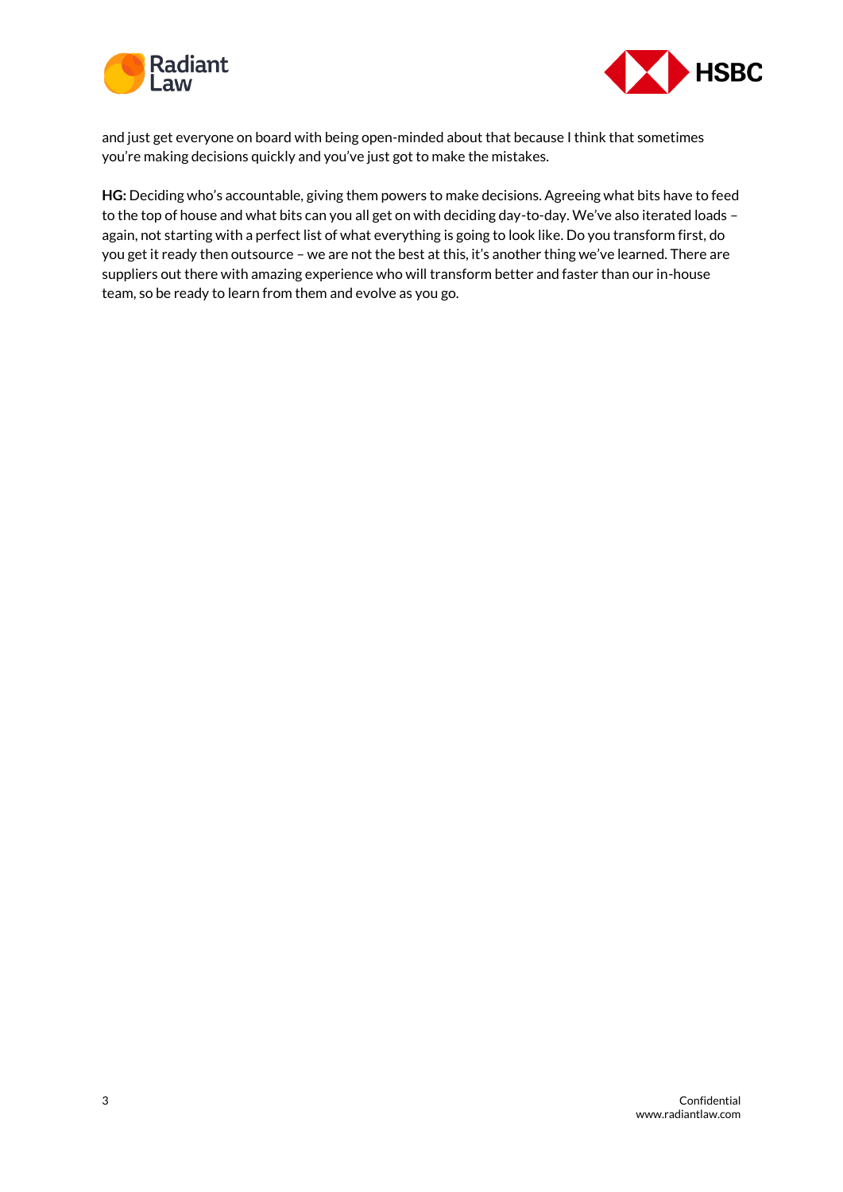and just get everyone on board with being open-minded about that because I think that sometimes you're making decisions quickly and you've just got to make the mistakes.

**HG:** Deciding who's accountable, giving them powers to make decisions. Agreeing what bits have to feed to the top of house and what bits can you all get on with deciding day-to-day. We've also iterated loads – again, not starting with a perfect list of what everything is going to look like. Do you transform first, do you get it ready then outsource – we are not the best at this, it's another thing we've learned. There are suppliers out there with amazing experience who will transform better and faster than our in-house team, so be ready to learn from them and evolve as you go.